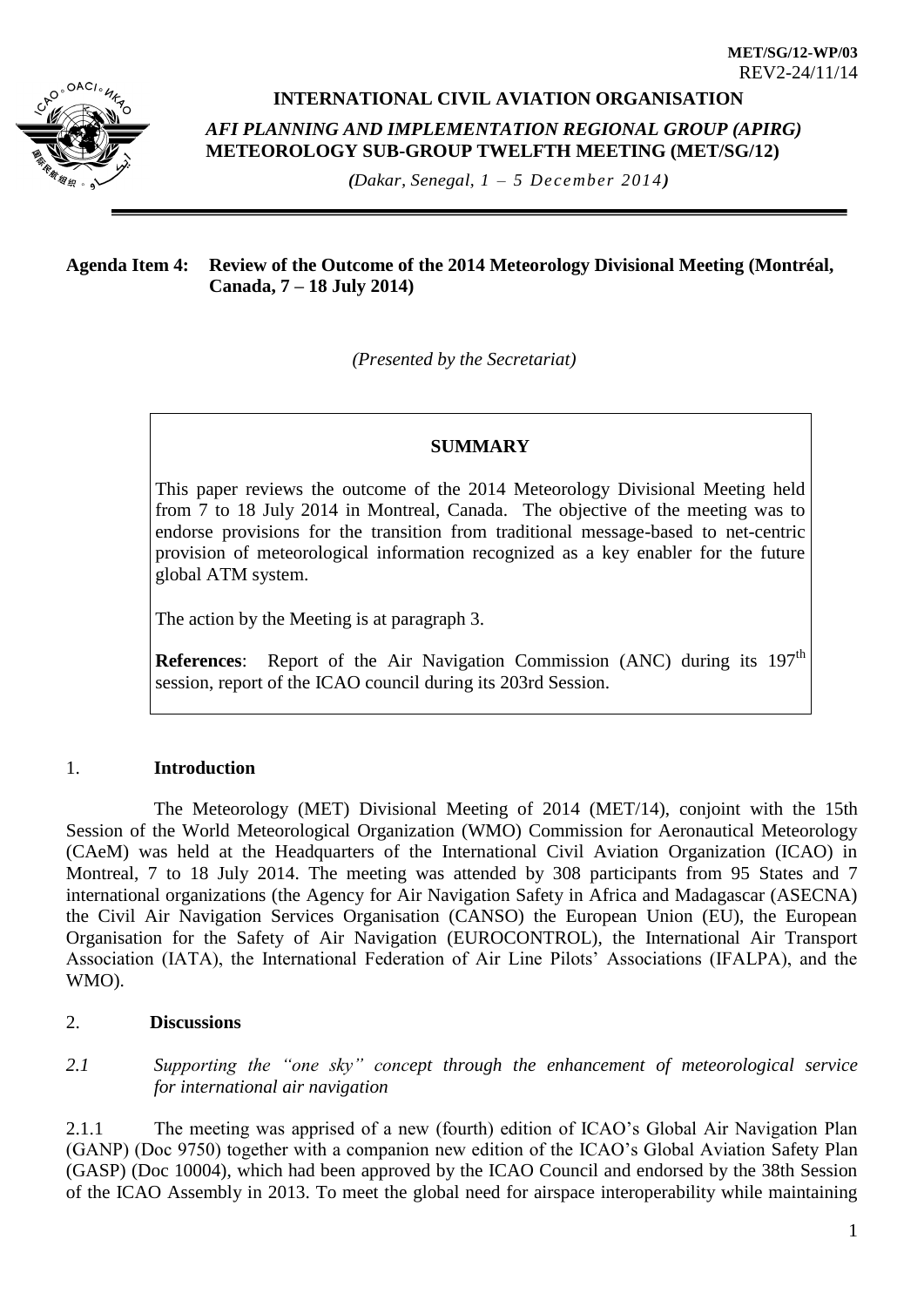MET/SG/12-WP/03
REV2-24/11/14

**INTERNATIONAL CIVIL AVIATION ORGANISATION**

***AFI PLANNING AND IMPLEMENTATION REGIONAL GROUP (APIRG)***
**METEOROLOGY SUB-GROUP TWELFTH MEETING (MET/SG/12)**

***(Dakar, Senegal, 1 – 5 December 2014)***

---

**Agenda Item 4: Review of the Outcome of the 2014 Meteorology Divisional Meeting (Montréal, Canada, 7 – 18 July 2014)**

*(Presented by the Secretariat)*

> **SUMMARY**
>
> This paper reviews the outcome of the 2014 Meteorology Divisional Meeting held from 7 to 18 July 2014 in Montreal, Canada. The objective of the meeting was to endorse provisions for the transition from traditional message-based to net-centric provision of meteorological information recognized as a key enabler for the future global ATM system.
>
> The action by the Meeting is at paragraph 3.
>
> **References**: Report of the Air Navigation Commission (ANC) during its 197th session, report of the ICAO council during its 203rd Session.

## 1. Introduction

The Meteorology (MET) Divisional Meeting of 2014 (MET/14), conjoint with the 15th Session of the World Meteorological Organization (WMO) Commission for Aeronautical Meteorology (CAeM) was held at the Headquarters of the International Civil Aviation Organization (ICAO) in Montreal, 7 to 18 July 2014. The meeting was attended by 308 participants from 95 States and 7 international organizations (the Agency for Air Navigation Safety in Africa and Madagascar (ASECNA) the Civil Air Navigation Services Organisation (CANSO) the European Union (EU), the European Organisation for the Safety of Air Navigation (EUROCONTROL), the International Air Transport Association (IATA), the International Federation of Air Line Pilots' Associations (IFALPA), and the WMO).

## 2. Discussions

### *2.1 Supporting the "one sky" concept through the enhancement of meteorological service for international air navigation*

2.1.1 The meeting was apprised of a new (fourth) edition of ICAO's Global Air Navigation Plan (GANP) (Doc 9750) together with a companion new edition of the ICAO's Global Aviation Safety Plan (GASP) (Doc 10004), which had been approved by the ICAO Council and endorsed by the 38th Session of the ICAO Assembly in 2013. To meet the global need for airspace interoperability while maintaining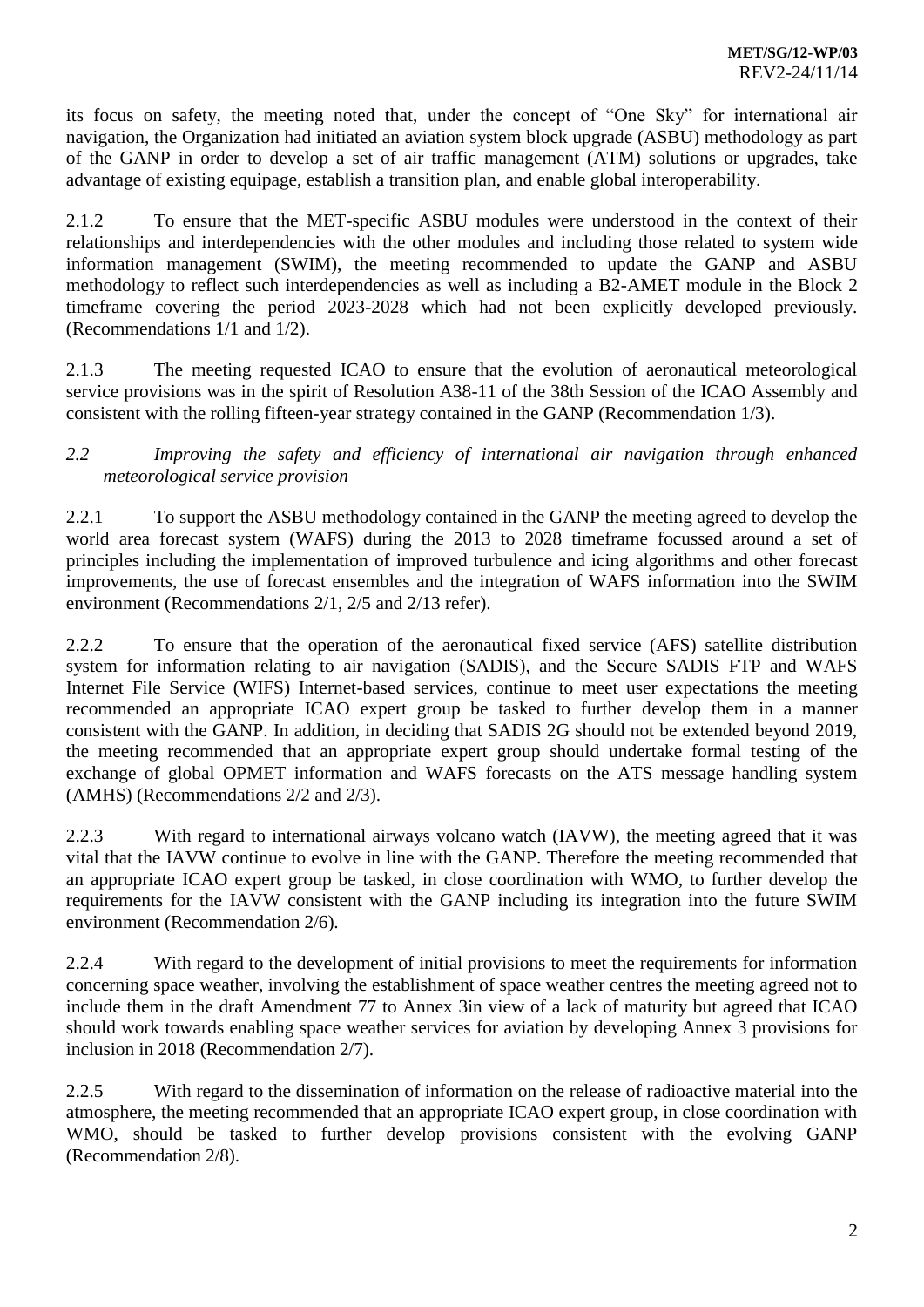its focus on safety, the meeting noted that, under the concept of "One Sky" for international air navigation, the Organization had initiated an aviation system block upgrade (ASBU) methodology as part of the GANP in order to develop a set of air traffic management (ATM) solutions or upgrades, take advantage of existing equipage, establish a transition plan, and enable global interoperability.

2.1.2 To ensure that the MET-specific ASBU modules were understood in the context of their relationships and interdependencies with the other modules and including those related to system wide information management (SWIM), the meeting recommended to update the GANP and ASBU methodology to reflect such interdependencies as well as including a B2-AMET module in the Block 2 timeframe covering the period 2023-2028 which had not been explicitly developed previously. (Recommendations 1/1 and 1/2).

2.1.3 The meeting requested ICAO to ensure that the evolution of aeronautical meteorological service provisions was in the spirit of Resolution A38-11 of the 38th Session of the ICAO Assembly and consistent with the rolling fifteen-year strategy contained in the GANP (Recommendation 1/3).

*2.2 Improving the safety and efficiency of international air navigation through enhanced meteorological service provision*

2.2.1 To support the ASBU methodology contained in the GANP the meeting agreed to develop the world area forecast system (WAFS) during the 2013 to 2028 timeframe focussed around a set of principles including the implementation of improved turbulence and icing algorithms and other forecast improvements, the use of forecast ensembles and the integration of WAFS information into the SWIM environment (Recommendations 2/1, 2/5 and 2/13 refer).

2.2.2 To ensure that the operation of the aeronautical fixed service (AFS) satellite distribution system for information relating to air navigation (SADIS), and the Secure SADIS FTP and WAFS Internet File Service (WIFS) Internet-based services, continue to meet user expectations the meeting recommended an appropriate ICAO expert group be tasked to further develop them in a manner consistent with the GANP. In addition, in deciding that SADIS 2G should not be extended beyond 2019, the meeting recommended that an appropriate expert group should undertake formal testing of the exchange of global OPMET information and WAFS forecasts on the ATS message handling system (AMHS) (Recommendations 2/2 and 2/3).

2.2.3 With regard to international airways volcano watch (IAVW), the meeting agreed that it was vital that the IAVW continue to evolve in line with the GANP. Therefore the meeting recommended that an appropriate ICAO expert group be tasked, in close coordination with WMO, to further develop the requirements for the IAVW consistent with the GANP including its integration into the future SWIM environment (Recommendation 2/6).

2.2.4 With regard to the development of initial provisions to meet the requirements for information concerning space weather, involving the establishment of space weather centres the meeting agreed not to include them in the draft Amendment 77 to Annex 3in view of a lack of maturity but agreed that ICAO should work towards enabling space weather services for aviation by developing Annex 3 provisions for inclusion in 2018 (Recommendation 2/7).

2.2.5 With regard to the dissemination of information on the release of radioactive material into the atmosphere, the meeting recommended that an appropriate ICAO expert group, in close coordination with WMO, should be tasked to further develop provisions consistent with the evolving GANP (Recommendation 2/8).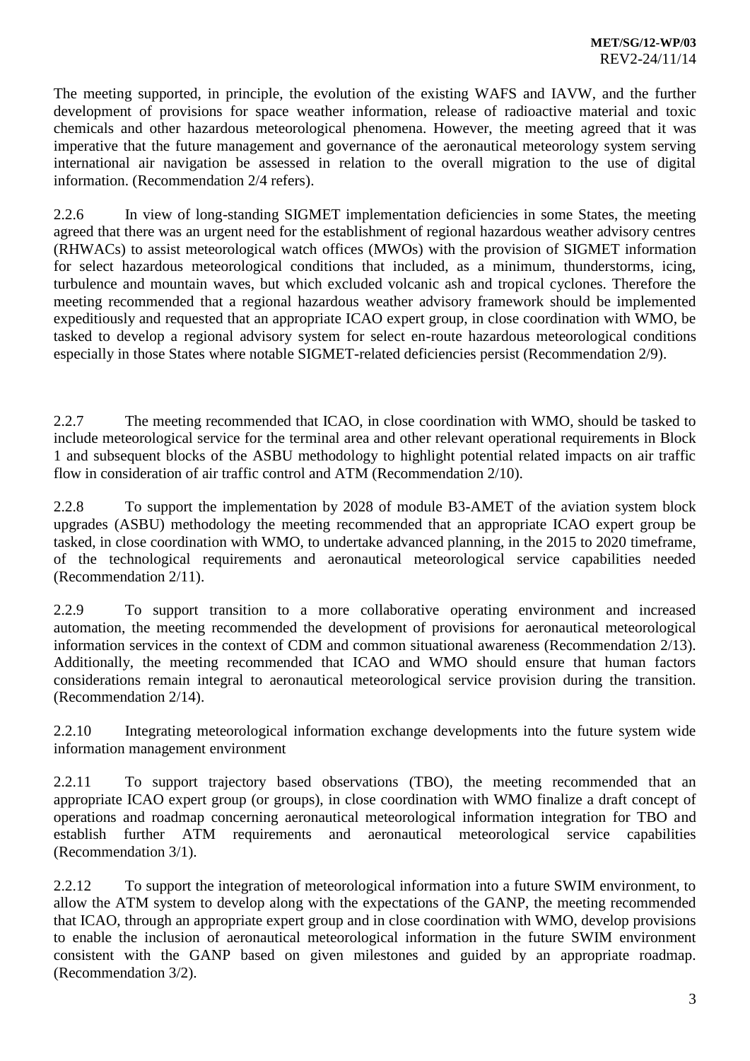The meeting supported, in principle, the evolution of the existing WAFS and IAVW, and the further development of provisions for space weather information, release of radioactive material and toxic chemicals and other hazardous meteorological phenomena. However, the meeting agreed that it was imperative that the future management and governance of the aeronautical meteorology system serving international air navigation be assessed in relation to the overall migration to the use of digital information. (Recommendation 2/4 refers).

2.2.6 In view of long-standing SIGMET implementation deficiencies in some States, the meeting agreed that there was an urgent need for the establishment of regional hazardous weather advisory centres (RHWACs) to assist meteorological watch offices (MWOs) with the provision of SIGMET information for select hazardous meteorological conditions that included, as a minimum, thunderstorms, icing, turbulence and mountain waves, but which excluded volcanic ash and tropical cyclones. Therefore the meeting recommended that a regional hazardous weather advisory framework should be implemented expeditiously and requested that an appropriate ICAO expert group, in close coordination with WMO, be tasked to develop a regional advisory system for select en-route hazardous meteorological conditions especially in those States where notable SIGMET-related deficiencies persist (Recommendation 2/9).

2.2.7 The meeting recommended that ICAO, in close coordination with WMO, should be tasked to include meteorological service for the terminal area and other relevant operational requirements in Block 1 and subsequent blocks of the ASBU methodology to highlight potential related impacts on air traffic flow in consideration of air traffic control and ATM (Recommendation 2/10).

2.2.8 To support the implementation by 2028 of module B3-AMET of the aviation system block upgrades (ASBU) methodology the meeting recommended that an appropriate ICAO expert group be tasked, in close coordination with WMO, to undertake advanced planning, in the 2015 to 2020 timeframe, of the technological requirements and aeronautical meteorological service capabilities needed (Recommendation 2/11).

2.2.9 To support transition to a more collaborative operating environment and increased automation, the meeting recommended the development of provisions for aeronautical meteorological information services in the context of CDM and common situational awareness (Recommendation 2/13). Additionally, the meeting recommended that ICAO and WMO should ensure that human factors considerations remain integral to aeronautical meteorological service provision during the transition. (Recommendation 2/14).

2.2.10 Integrating meteorological information exchange developments into the future system wide information management environment

2.2.11 To support trajectory based observations (TBO), the meeting recommended that an appropriate ICAO expert group (or groups), in close coordination with WMO finalize a draft concept of operations and roadmap concerning aeronautical meteorological information integration for TBO and establish further ATM requirements and aeronautical meteorological service capabilities (Recommendation 3/1).

2.2.12 To support the integration of meteorological information into a future SWIM environment, to allow the ATM system to develop along with the expectations of the GANP, the meeting recommended that ICAO, through an appropriate expert group and in close coordination with WMO, develop provisions to enable the inclusion of aeronautical meteorological information in the future SWIM environment consistent with the GANP based on given milestones and guided by an appropriate roadmap. (Recommendation 3/2).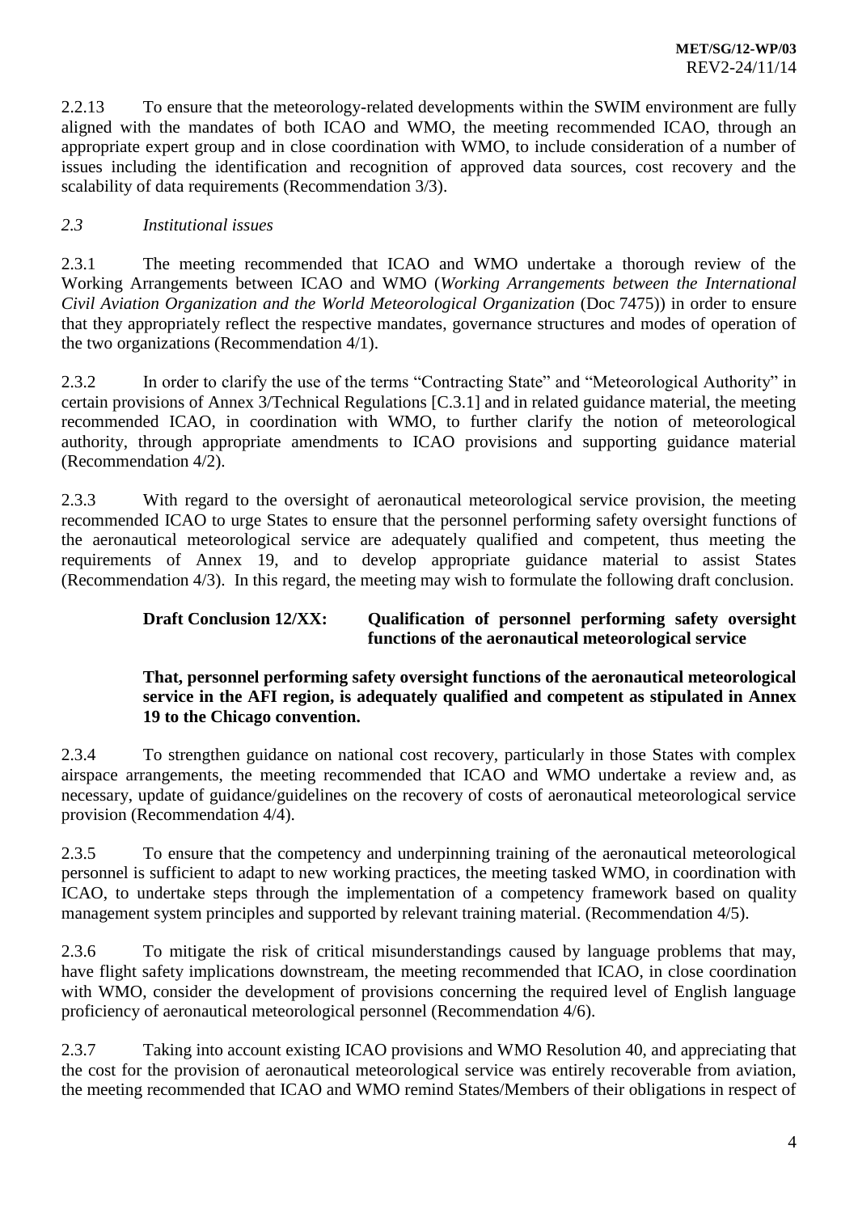2.2.13 To ensure that the meteorology-related developments within the SWIM environment are fully aligned with the mandates of both ICAO and WMO, the meeting recommended ICAO, through an appropriate expert group and in close coordination with WMO, to include consideration of a number of issues including the identification and recognition of approved data sources, cost recovery and the scalability of data requirements (Recommendation 3/3).

*2.3 Institutional issues*

2.3.1 The meeting recommended that ICAO and WMO undertake a thorough review of the Working Arrangements between ICAO and WMO (*Working Arrangements between the International Civil Aviation Organization and the World Meteorological Organization* (Doc 7475)) in order to ensure that they appropriately reflect the respective mandates, governance structures and modes of operation of the two organizations (Recommendation 4/1).

2.3.2 In order to clarify the use of the terms "Contracting State" and "Meteorological Authority" in certain provisions of Annex 3/Technical Regulations [C.3.1] and in related guidance material, the meeting recommended ICAO, in coordination with WMO, to further clarify the notion of meteorological authority, through appropriate amendments to ICAO provisions and supporting guidance material (Recommendation 4/2).

2.3.3 With regard to the oversight of aeronautical meteorological service provision, the meeting recommended ICAO to urge States to ensure that the personnel performing safety oversight functions of the aeronautical meteorological service are adequately qualified and competent, thus meeting the requirements of Annex 19, and to develop appropriate guidance material to assist States (Recommendation 4/3). In this regard, the meeting may wish to formulate the following draft conclusion.

**Draft Conclusion 12/XX: Qualification of personnel performing safety oversight functions of the aeronautical meteorological service**

**That, personnel performing safety oversight functions of the aeronautical meteorological service in the AFI region, is adequately qualified and competent as stipulated in Annex 19 to the Chicago convention.**

2.3.4 To strengthen guidance on national cost recovery, particularly in those States with complex airspace arrangements, the meeting recommended that ICAO and WMO undertake a review and, as necessary, update of guidance/guidelines on the recovery of costs of aeronautical meteorological service provision (Recommendation 4/4).

2.3.5 To ensure that the competency and underpinning training of the aeronautical meteorological personnel is sufficient to adapt to new working practices, the meeting tasked WMO, in coordination with ICAO, to undertake steps through the implementation of a competency framework based on quality management system principles and supported by relevant training material. (Recommendation 4/5).

2.3.6 To mitigate the risk of critical misunderstandings caused by language problems that may, have flight safety implications downstream, the meeting recommended that ICAO, in close coordination with WMO, consider the development of provisions concerning the required level of English language proficiency of aeronautical meteorological personnel (Recommendation 4/6).

2.3.7 Taking into account existing ICAO provisions and WMO Resolution 40, and appreciating that the cost for the provision of aeronautical meteorological service was entirely recoverable from aviation, the meeting recommended that ICAO and WMO remind States/Members of their obligations in respect of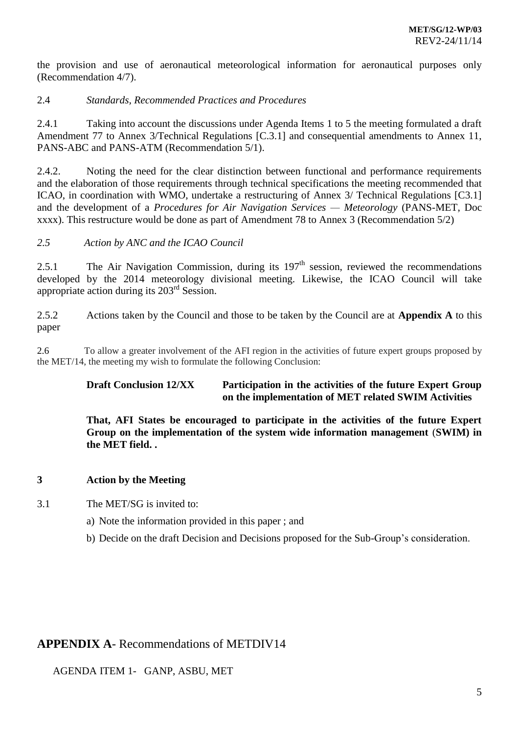the provision and use of aeronautical meteorological information for aeronautical purposes only (Recommendation 4/7).

2.4 *Standards, Recommended Practices and Procedures*

2.4.1 Taking into account the discussions under Agenda Items 1 to 5 the meeting formulated a draft Amendment 77 to Annex 3/Technical Regulations [C.3.1] and consequential amendments to Annex 11, PANS-ABC and PANS-ATM (Recommendation 5/1).

2.4.2. Noting the need for the clear distinction between functional and performance requirements and the elaboration of those requirements through technical specifications the meeting recommended that ICAO, in coordination with WMO, undertake a restructuring of Annex 3/ Technical Regulations [C3.1] and the development of a *Procedures for Air Navigation Services — Meteorology* (PANS-MET, Doc xxxx). This restructure would be done as part of Amendment 78 to Annex 3 (Recommendation 5/2)

*2.5 Action by ANC and the ICAO Council*

2.5.1 The Air Navigation Commission, during its 197th session, reviewed the recommendations developed by the 2014 meteorology divisional meeting. Likewise, the ICAO Council will take appropriate action during its 203rd Session.

2.5.2 Actions taken by the Council and those to be taken by the Council are at **Appendix A** to this paper

2.6 To allow a greater involvement of the AFI region in the activities of future expert groups proposed by the MET/14, the meeting my wish to formulate the following Conclusion:

**Draft Conclusion 12/XX Participation in the activities of the future Expert Group on the implementation of MET related SWIM Activities**

**That, AFI States be encouraged to participate in the activities of the future Expert Group on the implementation of the system wide information management (SWIM) in the MET field. .**

### 3 Action by the Meeting

3.1 The MET/SG is invited to:

a) Note the information provided in this paper ; and

b) Decide on the draft Decision and Decisions proposed for the Sub-Group's consideration.

## APPENDIX A- Recommendations of METDIV14

AGENDA ITEM 1- GANP, ASBU, MET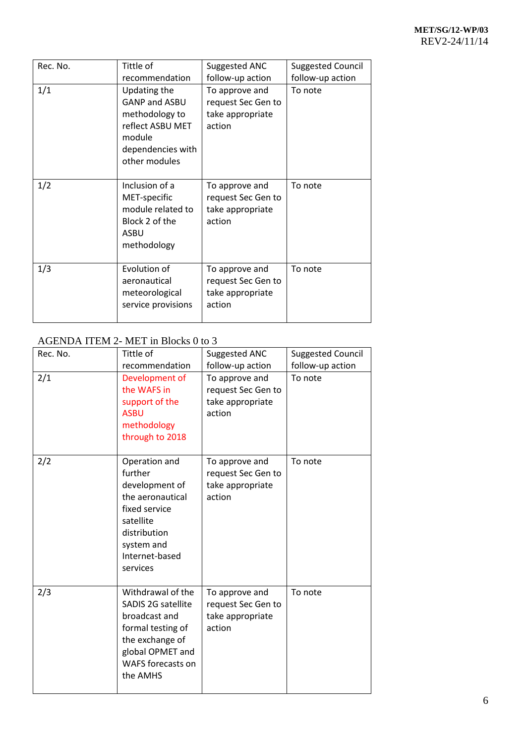| Rec. No. | Tittle of recommendation | Suggested ANC follow-up action | Suggested Council follow-up action |
|---|---|---|---|
| 1/1 | Updating the GANP and ASBU methodology to reflect ASBU MET module dependencies with other modules | To approve and request Sec Gen to take appropriate action | To note |
| 1/2 | Inclusion of a MET-specific module related to Block 2 of the ASBU methodology | To approve and request Sec Gen to take appropriate action | To note |
| 1/3 | Evolution of aeronautical meteorological service provisions | To approve and request Sec Gen to take appropriate action | To note |

AGENDA ITEM 2- MET in Blocks 0 to 3

| Rec. No. | Tittle of recommendation | Suggested ANC follow-up action | Suggested Council follow-up action |
|---|---|---|---|
| 2/1 | Development of the WAFS in support of the ASBU methodology through to 2018 | To approve and request Sec Gen to take appropriate action | To note |
| 2/2 | Operation and further development of the aeronautical fixed service satellite distribution system and Internet-based services | To approve and request Sec Gen to take appropriate action | To note |
| 2/3 | Withdrawal of the SADIS 2G satellite broadcast and formal testing of the exchange of global OPMET and WAFS forecasts on the AMHS | To approve and request Sec Gen to take appropriate action | To note |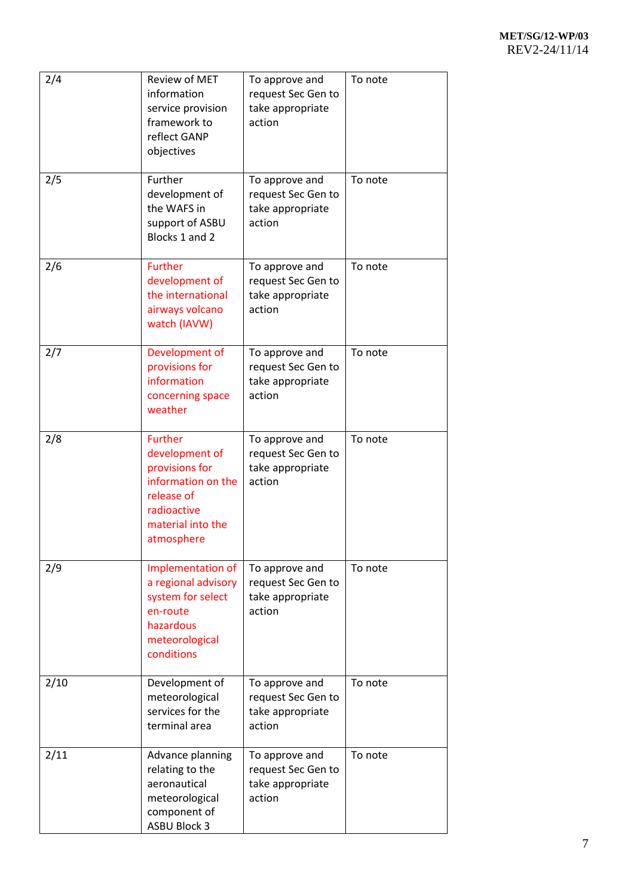| 2/4 | Review of MET information service provision framework to reflect GANP objectives | To approve and request Sec Gen to take appropriate action | To note |
|---|---|---|---|
| 2/5 | Further development of the WAFS in support of ASBU Blocks 1 and 2 | To approve and request Sec Gen to take appropriate action | To note |
| 2/6 | Further development of the international airways volcano watch (IAVW) | To approve and request Sec Gen to take appropriate action | To note |
| 2/7 | Development of provisions for information concerning space weather | To approve and request Sec Gen to take appropriate action | To note |
| 2/8 | Further development of provisions for information on the release of radioactive material into the atmosphere | To approve and request Sec Gen to take appropriate action | To note |
| 2/9 | Implementation of a regional advisory system for select en-route hazardous meteorological conditions | To approve and request Sec Gen to take appropriate action | To note |
| 2/10 | Development of meteorological services for the terminal area | To approve and request Sec Gen to take appropriate action | To note |
| 2/11 | Advance planning relating to the aeronautical meteorological component of ASBU Block 3 | To approve and request Sec Gen to take appropriate action | To note |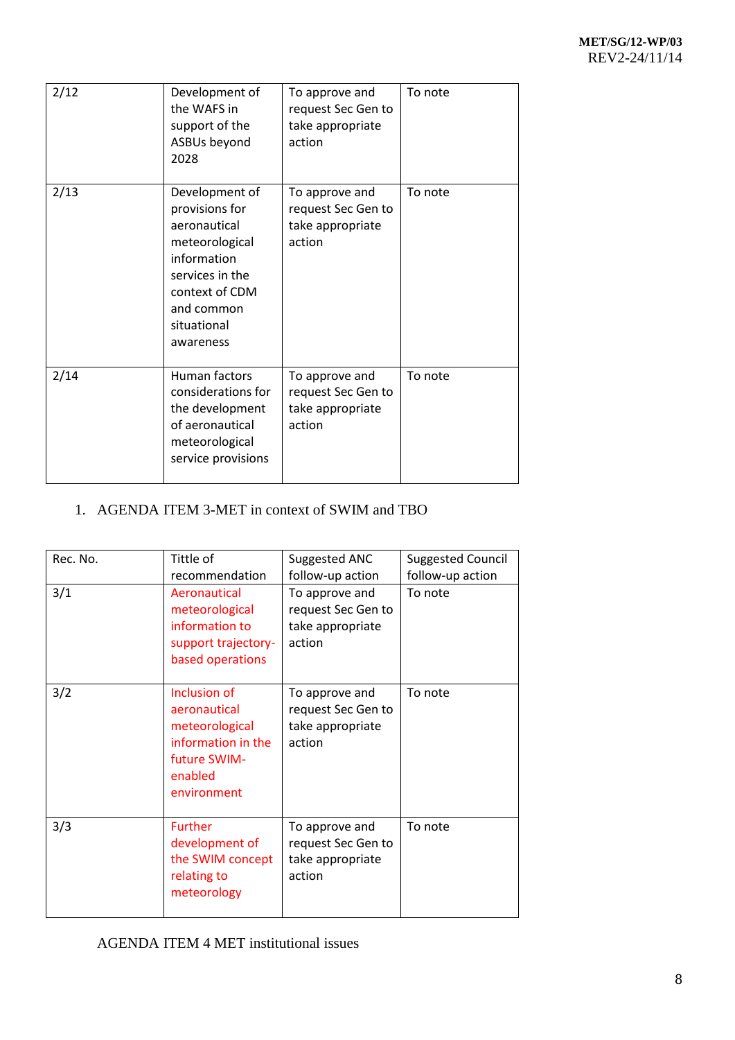| | | | |
|---|---|---|---|
| 2/12 | Development of the WAFS in support of the ASBUs beyond 2028 | To approve and request Sec Gen to take appropriate action | To note |
| 2/13 | Development of provisions for aeronautical meteorological information services in the context of CDM and common situational awareness | To approve and request Sec Gen to take appropriate action | To note |
| 2/14 | Human factors considerations for the development of aeronautical meteorological service provisions | To approve and request Sec Gen to take appropriate action | To note |

1. AGENDA ITEM 3-MET in context of SWIM and TBO

| Rec. No. | Tittle of recommendation | Suggested ANC follow-up action | Suggested Council follow-up action |
|---|---|---|---|
| 3/1 | Aeronautical meteorological information to support trajectory-based operations | To approve and request Sec Gen to take appropriate action | To note |
| 3/2 | Inclusion of aeronautical meteorological information in the future SWIM-enabled environment | To approve and request Sec Gen to take appropriate action | To note |
| 3/3 | Further development of the SWIM concept relating to meteorology | To approve and request Sec Gen to take appropriate action | To note |

AGENDA ITEM 4 MET institutional issues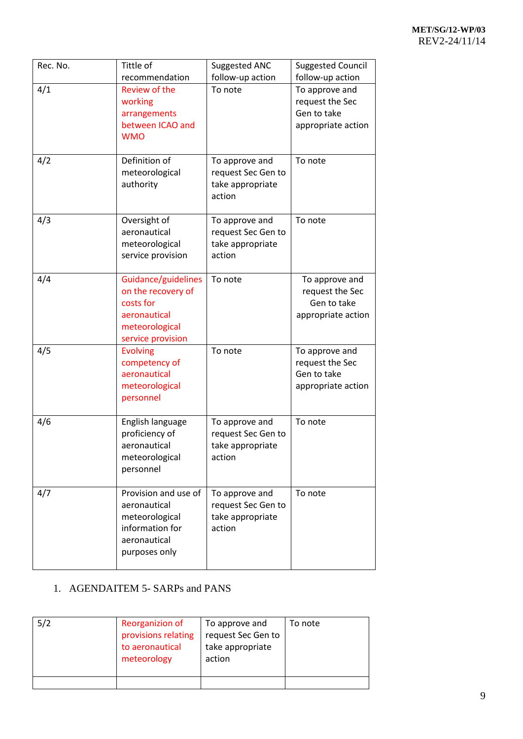| Rec. No. | Tittle of recommendation | Suggested ANC follow-up action | Suggested Council follow-up action |
|---|---|---|---|
| 4/1 | Review of the working arrangements between ICAO and WMO | To note | To approve and request the Sec Gen to take appropriate action |
| 4/2 | Definition of meteorological authority | To approve and request Sec Gen to take appropriate action | To note |
| 4/3 | Oversight of aeronautical meteorological service provision | To approve and request Sec Gen to take appropriate action | To note |
| 4/4 | Guidance/guidelines on the recovery of costs for aeronautical meteorological service provision | To note | To approve and request the Sec Gen to take appropriate action |
| 4/5 | Evolving competency of aeronautical meteorological personnel | To note | To approve and request the Sec Gen to take appropriate action |
| 4/6 | English language proficiency of aeronautical meteorological personnel | To approve and request Sec Gen to take appropriate action | To note |
| 4/7 | Provision and use of aeronautical meteorological information for aeronautical purposes only | To approve and request Sec Gen to take appropriate action | To note |

1. AGENDAITEM 5- SARPs and PANS

| | | | |
|---|---|---|---|
| 5/2 | Reorganizion of provisions relating to aeronautical meteorology | To approve and request Sec Gen to take appropriate action | To note |
| | | | |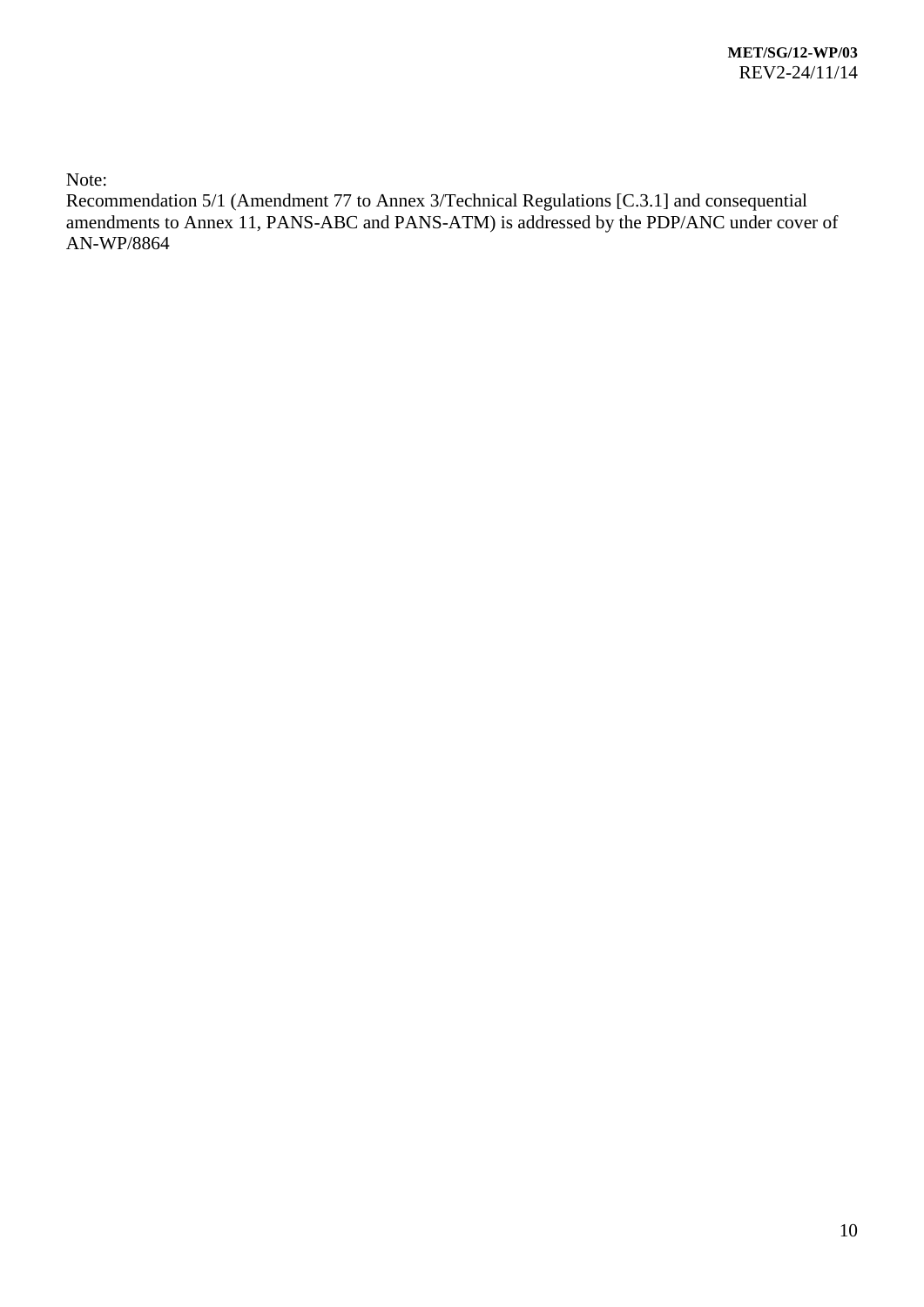Note:
Recommendation 5/1 (Amendment 77 to Annex 3/Technical Regulations [C.3.1] and consequential amendments to Annex 11, PANS-ABC and PANS-ATM) is addressed by the PDP/ANC under cover of AN-WP/8864